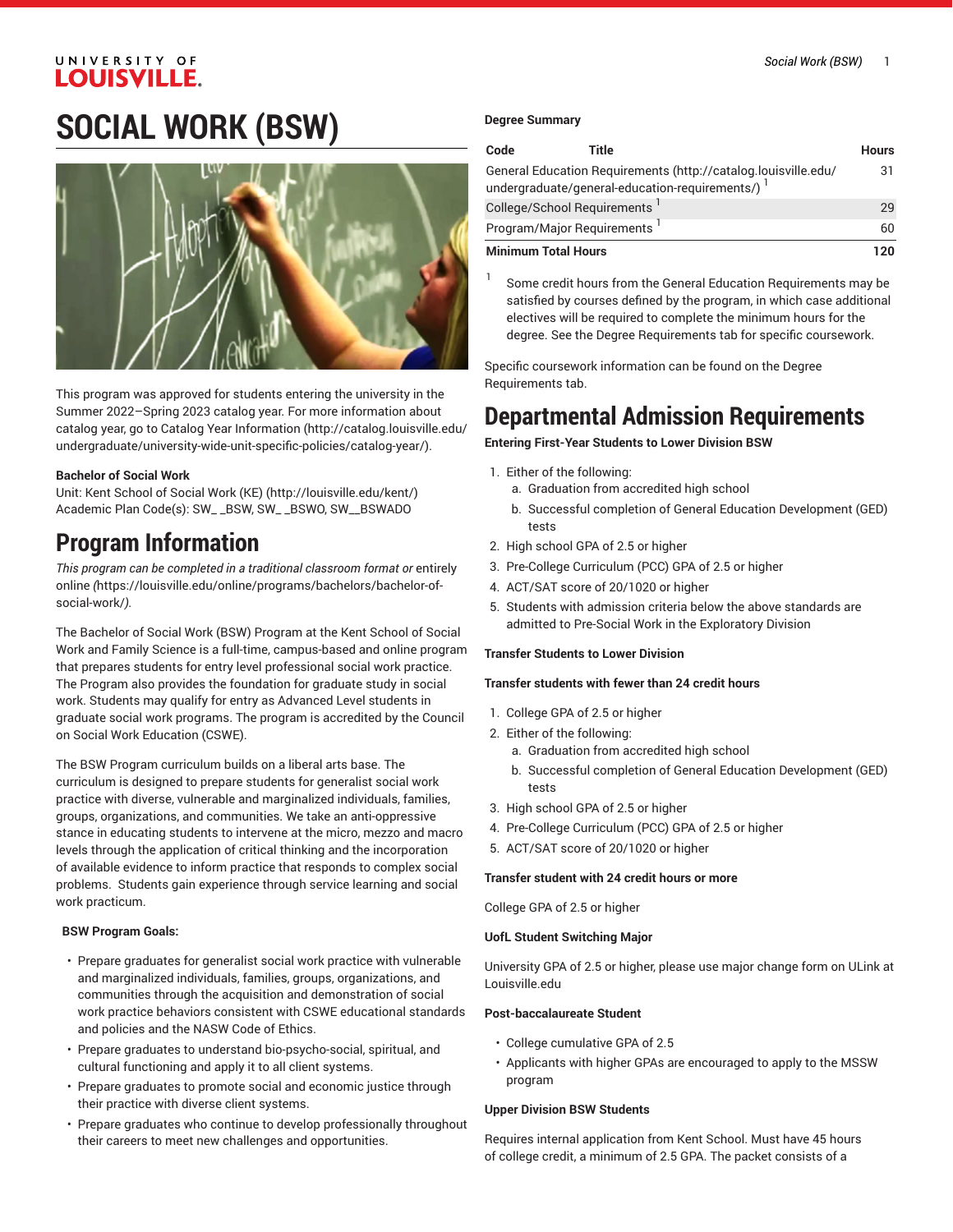# SOCIAL WORK (BSW)

This program was approved for students entering the university in the Summer 2022–Spring 2023 catalog year. For more information about catalog year, go to Catalog Year Information (http://catalog.louisville.edu/undergraduate/university-wide-unit-specific-policies/catalog-year/).

**Bachelor of Social Work**
Unit: Kent School of Social Work (KE) (http://louisville.edu/kent/)
Academic Plan Code(s): SW_ _BSW, SW_ _BSWO, SW__BSWADO

## Program Information

*This program can be completed in a traditional classroom format or* entirely online *(*https://louisville.edu/online/programs/bachelors/bachelor-of-social-work/*).*

The Bachelor of Social Work (BSW) Program at the Kent School of Social Work and Family Science is a full-time, campus-based and online program that prepares students for entry level professional social work practice. The Program also provides the foundation for graduate study in social work. Students may qualify for entry as Advanced Level students in graduate social work programs. The program is accredited by the Council on Social Work Education (CSWE).

The BSW Program curriculum builds on a liberal arts base. The curriculum is designed to prepare students for generalist social work practice with diverse, vulnerable and marginalized individuals, families, groups, organizations, and communities. We take an anti-oppressive stance in educating students to intervene at the micro, mezzo and macro levels through the application of critical thinking and the incorporation of available evidence to inform practice that responds to complex social problems. Students gain experience through service learning and social work practicum.

**BSW Program Goals:**

- Prepare graduates for generalist social work practice with vulnerable and marginalized individuals, families, groups, organizations, and communities through the acquisition and demonstration of social work practice behaviors consistent with CSWE educational standards and policies and the NASW Code of Ethics.
- Prepare graduates to understand bio-psycho-social, spiritual, and cultural functioning and apply it to all client systems.
- Prepare graduates to promote social and economic justice through their practice with diverse client systems.
- Prepare graduates who continue to develop professionally throughout their careers to meet new challenges and opportunities.

**Degree Summary**

| Code | Title | Hours |
|---|---|---|
| General Education Requirements (http://catalog.louisville.edu/undergraduate/general-education-requirements/) [1] | | 31 |
| College/School Requirements [1] | | 29 |
| Program/Major Requirements [1] | | 60 |
| **Minimum Total Hours** | | **120** |

[1] Some credit hours from the General Education Requirements may be satisfied by courses defined by the program, in which case additional electives will be required to complete the minimum hours for the degree. See the Degree Requirements tab for specific coursework.

Specific coursework information can be found on the Degree Requirements tab.

## Departmental Admission Requirements

**Entering First-Year Students to Lower Division BSW**

1. Either of the following:
   a. Graduation from accredited high school
   b. Successful completion of General Education Development (GED) tests
2. High school GPA of 2.5 or higher
3. Pre-College Curriculum (PCC) GPA of 2.5 or higher
4. ACT/SAT score of 20/1020 or higher
5. Students with admission criteria below the above standards are admitted to Pre-Social Work in the Exploratory Division

**Transfer Students to Lower Division**

**Transfer students with fewer than 24 credit hours**

1. College GPA of 2.5 or higher
2. Either of the following:
   a. Graduation from accredited high school
   b. Successful completion of General Education Development (GED) tests
3. High school GPA of 2.5 or higher
4. Pre-College Curriculum (PCC) GPA of 2.5 or higher
5. ACT/SAT score of 20/1020 or higher

**Transfer student with 24 credit hours or more**

College GPA of 2.5 or higher

**UofL Student Switching Major**

University GPA of 2.5 or higher, please use major change form on ULink at Louisville.edu

**Post-baccalaureate Student**

- College cumulative GPA of 2.5
- Applicants with higher GPAs are encouraged to apply to the MSSW program

**Upper Division BSW Students**

Requires internal application from Kent School. Must have 45 hours of college credit, a minimum of 2.5 GPA. The packet consists of a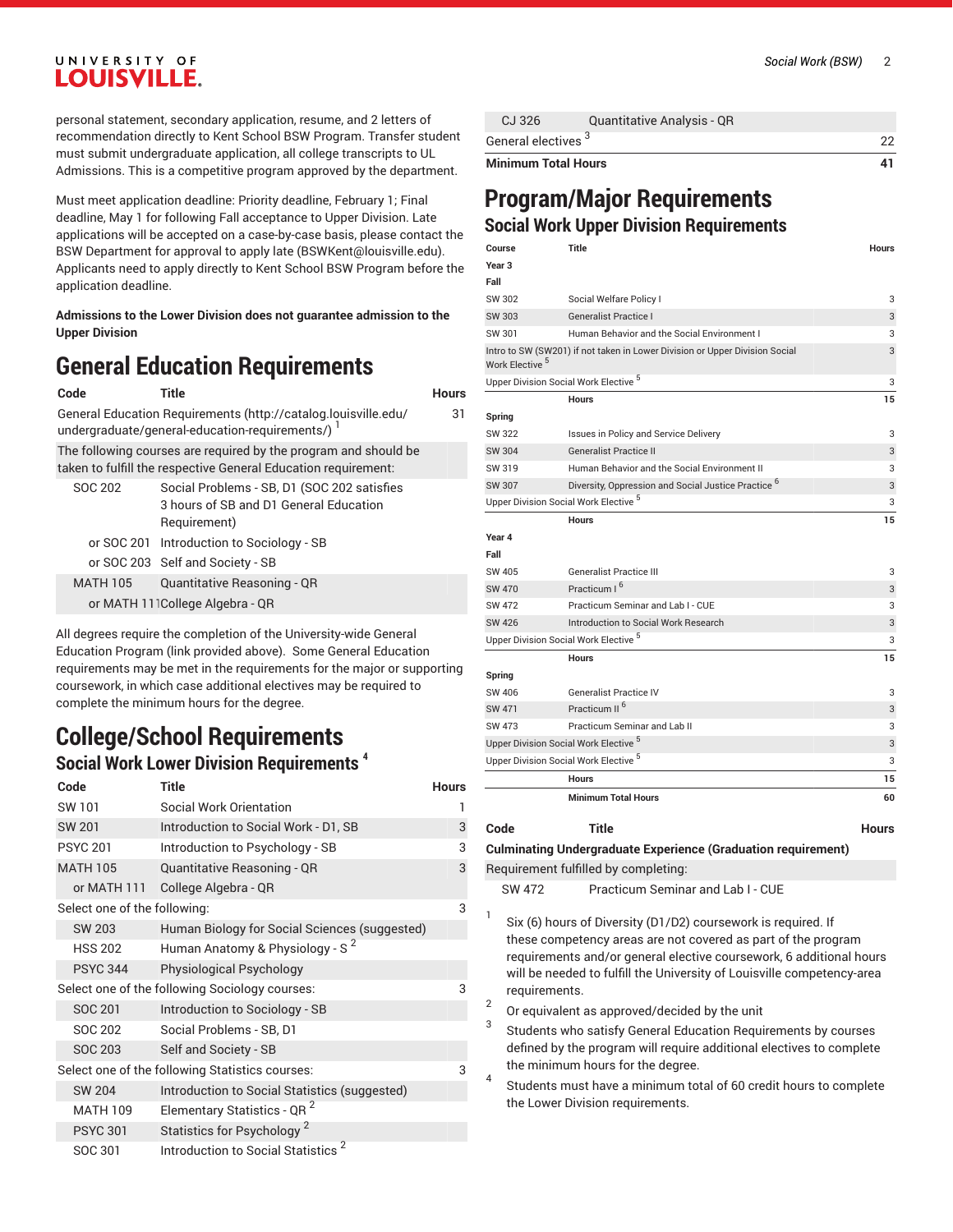personal statement, secondary application, resume, and 2 letters of recommendation directly to Kent School BSW Program. Transfer student must submit undergraduate application, all college transcripts to UL Admissions. This is a competitive program approved by the department.

Must meet application deadline: Priority deadline, February 1; Final deadline, May 1 for following Fall acceptance to Upper Division. Late applications will be accepted on a case-by-case basis, please contact the BSW Department for approval to apply late (BSWKent@louisville.edu). Applicants need to apply directly to Kent School BSW Program before the application deadline.

**Admissions to the Lower Division does not guarantee admission to the Upper Division**

# General Education Requirements

| Code | Title | Hours |
|---|---|---|
| General Education Requirements (http://catalog.louisville.edu/undergraduate/general-education-requirements/) [1] | | 31 |
| The following courses are required by the program and should be taken to fulfill the respective General Education requirement: | | |
| SOC 202 | Social Problems - SB, D1 (SOC 202 satisfies 3 hours of SB and D1 General Education Requirement) | |
| or SOC 201 | Introduction to Sociology - SB | |
| or SOC 203 | Self and Society - SB | |
| MATH 105 | Quantitative Reasoning - QR | |
| or MATH 111 | College Algebra - QR | |

All degrees require the completion of the University-wide General Education Program (link provided above). Some General Education requirements may be met in the requirements for the major or supporting coursework, in which case additional electives may be required to complete the minimum hours for the degree.

# College/School Requirements

## Social Work Lower Division Requirements [4]

| Code | Title | Hours |
|---|---|---|
| SW 101 | Social Work Orientation | 1 |
| SW 201 | Introduction to Social Work - D1, SB | 3 |
| PSYC 201 | Introduction to Psychology - SB | 3 |
| MATH 105 | Quantitative Reasoning - QR | 3 |
| or MATH 111 | College Algebra - QR | |
| Select one of the following: | | 3 |
| SW 203 | Human Biology for Social Sciences (suggested) | |
| HSS 202 | Human Anatomy & Physiology - S [2] | |
| PSYC 344 | Physiological Psychology | |
| Select one of the following Sociology courses: | | 3 |
| SOC 201 | Introduction to Sociology - SB | |
| SOC 202 | Social Problems - SB, D1 | |
| SOC 203 | Self and Society - SB | |
| Select one of the following Statistics courses: | | 3 |
| SW 204 | Introduction to Social Statistics (suggested) | |
| MATH 109 | Elementary Statistics - QR [2] | |
| PSYC 301 | Statistics for Psychology [2] | |
| SOC 301 | Introduction to Social Statistics [2] | |
| CJ 326 | Quantitative Analysis - QR | |
| General electives [3] | | 22 |
| **Minimum Total Hours** | | **41** |

# Program/Major Requirements

## Social Work Upper Division Requirements

| Course | Title | Hours |
|---|---|---|
| **Year 3** | | |
| **Fall** | | |
| SW 302 | Social Welfare Policy I | 3 |
| SW 303 | Generalist Practice I | 3 |
| SW 301 | Human Behavior and the Social Environment I | 3 |
| Intro to SW (SW201) if not taken in Lower Division or Upper Division Social Work Elective [5] | | 3 |
| Upper Division Social Work Elective [5] | | 3 |
| | **Hours** | **15** |
| **Spring** | | |
| SW 322 | Issues in Policy and Service Delivery | 3 |
| SW 304 | Generalist Practice II | 3 |
| SW 319 | Human Behavior and the Social Environment II | 3 |
| SW 307 | Diversity, Oppression and Social Justice Practice [6] | 3 |
| Upper Division Social Work Elective [5] | | 3 |
| | **Hours** | **15** |
| **Year 4** | | |
| **Fall** | | |
| SW 405 | Generalist Practice III | 3 |
| SW 470 | Practicum I [6] | 3 |
| SW 472 | Practicum Seminar and Lab I - CUE | 3 |
| SW 426 | Introduction to Social Work Research | 3 |
| Upper Division Social Work Elective [5] | | 3 |
| | **Hours** | **15** |
| **Spring** | | |
| SW 406 | Generalist Practice IV | 3 |
| SW 471 | Practicum II [6] | 3 |
| SW 473 | Practicum Seminar and Lab II | 3 |
| Upper Division Social Work Elective [5] | | 3 |
| Upper Division Social Work Elective [5] | | 3 |
| | **Hours** | **15** |
| | **Minimum Total Hours** | **60** |

| Code | Title | Hours |
|---|---|---|
| **Culminating Undergraduate Experience (Graduation requirement)** | | |
| Requirement fulfilled by completing: | | |
| SW 472 | Practicum Seminar and Lab I - CUE | |

1. Six (6) hours of Diversity (D1/D2) coursework is required. If these competency areas are not covered as part of the program requirements and/or general elective coursework, 6 additional hours will be needed to fulfill the University of Louisville competency-area requirements.
2. Or equivalent as approved/decided by the unit
3. Students who satisfy General Education Requirements by courses defined by the program will require additional electives to complete the minimum hours for the degree.
4. Students must have a minimum total of 60 credit hours to complete the Lower Division requirements.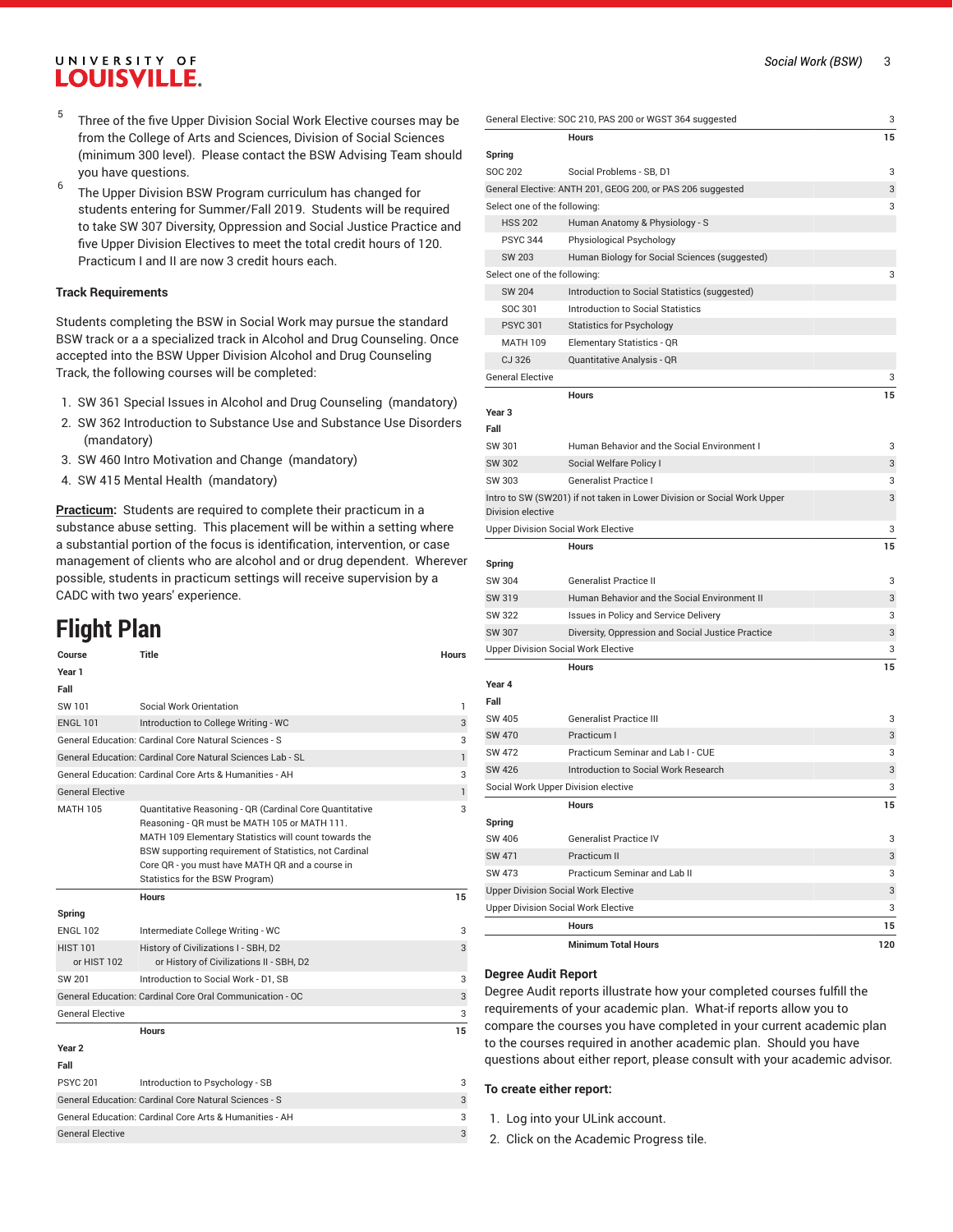5. Three of the five Upper Division Social Work Elective courses may be from the College of Arts and Sciences, Division of Social Sciences (minimum 300 level). Please contact the BSW Advising Team should you have questions.

6. The Upper Division BSW Program curriculum has changed for students entering for Summer/Fall 2019. Students will be required to take SW 307 Diversity, Oppression and Social Justice Practice and five Upper Division Electives to meet the total credit hours of 120. Practicum I and II are now 3 credit hours each.

#### Track Requirements

Students completing the BSW in Social Work may pursue the standard BSW track or a a specialized track in Alcohol and Drug Counseling. Once accepted into the BSW Upper Division Alcohol and Drug Counseling Track, the following courses will be completed:

1. SW 361 Special Issues in Alcohol and Drug Counseling (mandatory)
2. SW 362 Introduction to Substance Use and Substance Use Disorders (mandatory)
3. SW 460 Intro Motivation and Change (mandatory)
4. SW 415 Mental Health (mandatory)

**Practicum:** Students are required to complete their practicum in a substance abuse setting. This placement will be within a setting where a substantial portion of the focus is identification, intervention, or case management of clients who are alcohol and or drug dependent. Wherever possible, students in practicum settings will receive supervision by a CADC with two years' experience.

# Flight Plan

| Course | Title | Hours |
|---|---|---|
| **Year 1** | | |
| **Fall** | | |
| SW 101 | Social Work Orientation | 1 |
| ENGL 101 | Introduction to College Writing - WC | 3 |
| General Education: Cardinal Core Natural Sciences - S | | 3 |
| General Education: Cardinal Core Natural Sciences Lab - SL | | 1 |
| General Education: Cardinal Core Arts & Humanities - AH | | 3 |
| General Elective | | 1 |
| MATH 105 | Quantitative Reasoning - QR (Cardinal Core Quantitative Reasoning - QR must be MATH 105 or MATH 111. MATH 109 Elementary Statistics will count towards the BSW supporting requirement of Statistics, not Cardinal Core QR - you must have MATH QR and a course in Statistics for the BSW Program) | 3 |
| | **Hours** | **15** |
| **Spring** | | |
| ENGL 102 | Intermediate College Writing - WC | 3 |
| HIST 101 or HIST 102 | History of Civilizations I - SBH, D2 or History of Civilizations II - SBH, D2 | 3 |
| SW 201 | Introduction to Social Work - D1, SB | 3 |
| General Education: Cardinal Core Oral Communication - OC | | 3 |
| General Elective | | 3 |
| | **Hours** | **15** |
| **Year 2** | | |
| **Fall** | | |
| PSYC 201 | Introduction to Psychology - SB | 3 |
| General Education: Cardinal Core Natural Sciences - S | | 3 |
| General Education: Cardinal Core Arts & Humanities - AH | | 3 |
| General Elective | | 3 |
| General Elective: SOC 210, PAS 200 or WGST 364 suggested | | 3 |
| | **Hours** | **15** |
| **Spring** | | |
| SOC 202 | Social Problems - SB, D1 | 3 |
| General Elective: ANTH 201, GEOG 200, or PAS 206 suggested | | 3 |
| Select one of the following: | | 3 |
| HSS 202 | Human Anatomy & Physiology - S | |
| PSYC 344 | Physiological Psychology | |
| SW 203 | Human Biology for Social Sciences (suggested) | |
| Select one of the following: | | 3 |
| SW 204 | Introduction to Social Statistics (suggested) | |
| SOC 301 | Introduction to Social Statistics | |
| PSYC 301 | Statistics for Psychology | |
| MATH 109 | Elementary Statistics - QR | |
| CJ 326 | Quantitative Analysis - QR | |
| General Elective | | 3 |
| | **Hours** | **15** |
| **Year 3** | | |
| **Fall** | | |
| SW 301 | Human Behavior and the Social Environment I | 3 |
| SW 302 | Social Welfare Policy I | 3 |
| SW 303 | Generalist Practice I | 3 |
| Intro to SW (SW201) if not taken in Lower Division or Social Work Upper Division elective | | 3 |
| Upper Division Social Work Elective | | 3 |
| | **Hours** | **15** |
| **Spring** | | |
| SW 304 | Generalist Practice II | 3 |
| SW 319 | Human Behavior and the Social Environment II | 3 |
| SW 322 | Issues in Policy and Service Delivery | 3 |
| SW 307 | Diversity, Oppression and Social Justice Practice | 3 |
| Upper Division Social Work Elective | | 3 |
| | **Hours** | **15** |
| **Year 4** | | |
| **Fall** | | |
| SW 405 | Generalist Practice III | 3 |
| SW 470 | Practicum I | 3 |
| SW 472 | Practicum Seminar and Lab I - CUE | 3 |
| SW 426 | Introduction to Social Work Research | 3 |
| Social Work Upper Division elective | | 3 |
| | **Hours** | **15** |
| **Spring** | | |
| SW 406 | Generalist Practice IV | 3 |
| SW 471 | Practicum II | 3 |
| SW 473 | Practicum Seminar and Lab II | 3 |
| Upper Division Social Work Elective | | 3 |
| Upper Division Social Work Elective | | 3 |
| | **Hours** | **15** |
| | **Minimum Total Hours** | **120** |

#### Degree Audit Report

Degree Audit reports illustrate how your completed courses fulfill the requirements of your academic plan. What-if reports allow you to compare the courses you have completed in your current academic plan to the courses required in another academic plan. Should you have questions about either report, please consult with your academic advisor.

**To create either report:**

1. Log into your ULink account.
2. Click on the Academic Progress tile.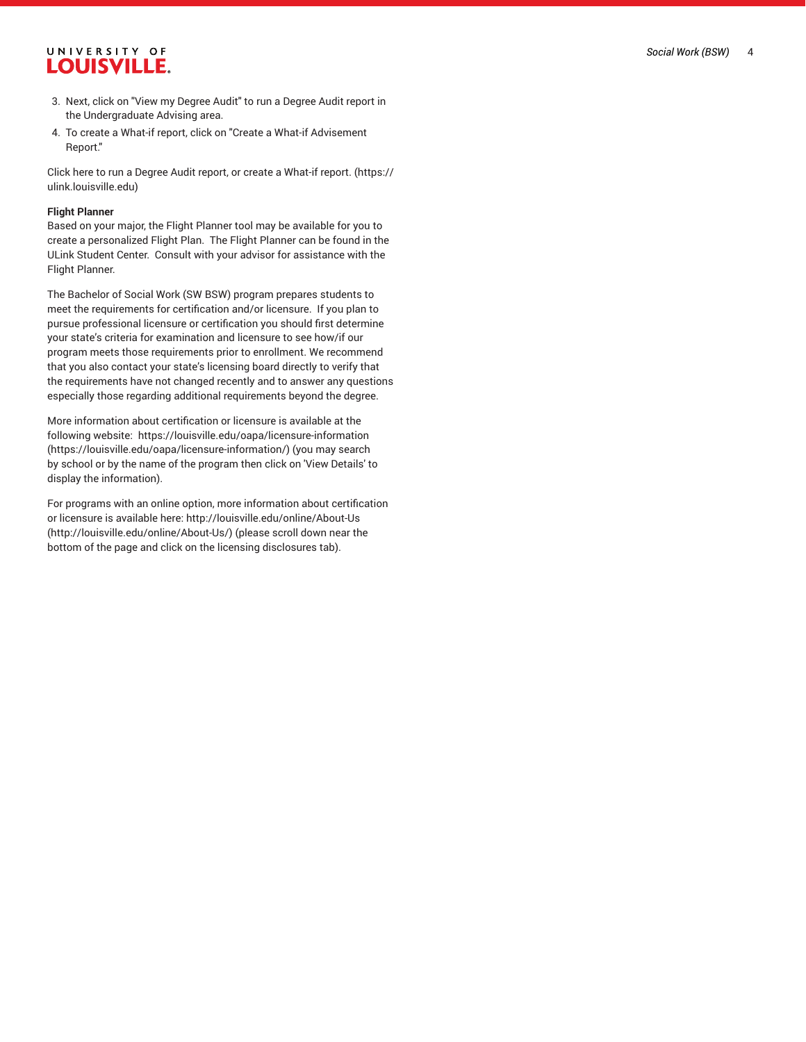3. Next, click on "View my Degree Audit" to run a Degree Audit report in the Undergraduate Advising area.
4. To create a What-if report, click on "Create a What-if Advisement Report."

Click here to run a Degree Audit report, or create a What-if report. (https://ulink.louisville.edu)

**Flight Planner**
Based on your major, the Flight Planner tool may be available for you to create a personalized Flight Plan. The Flight Planner can be found in the ULink Student Center. Consult with your advisor for assistance with the Flight Planner.

The Bachelor of Social Work (SW BSW) program prepares students to meet the requirements for certification and/or licensure. If you plan to pursue professional licensure or certification you should first determine your state's criteria for examination and licensure to see how/if our program meets those requirements prior to enrollment. We recommend that you also contact your state's licensing board directly to verify that the requirements have not changed recently and to answer any questions especially those regarding additional requirements beyond the degree.

More information about certification or licensure is available at the following website: https://louisville.edu/oapa/licensure-information (https://louisville.edu/oapa/licensure-information/) (you may search by school or by the name of the program then click on 'View Details' to display the information).

For programs with an online option, more information about certification or licensure is available here: http://louisville.edu/online/About-Us (http://louisville.edu/online/About-Us/) (please scroll down near the bottom of the page and click on the licensing disclosures tab).